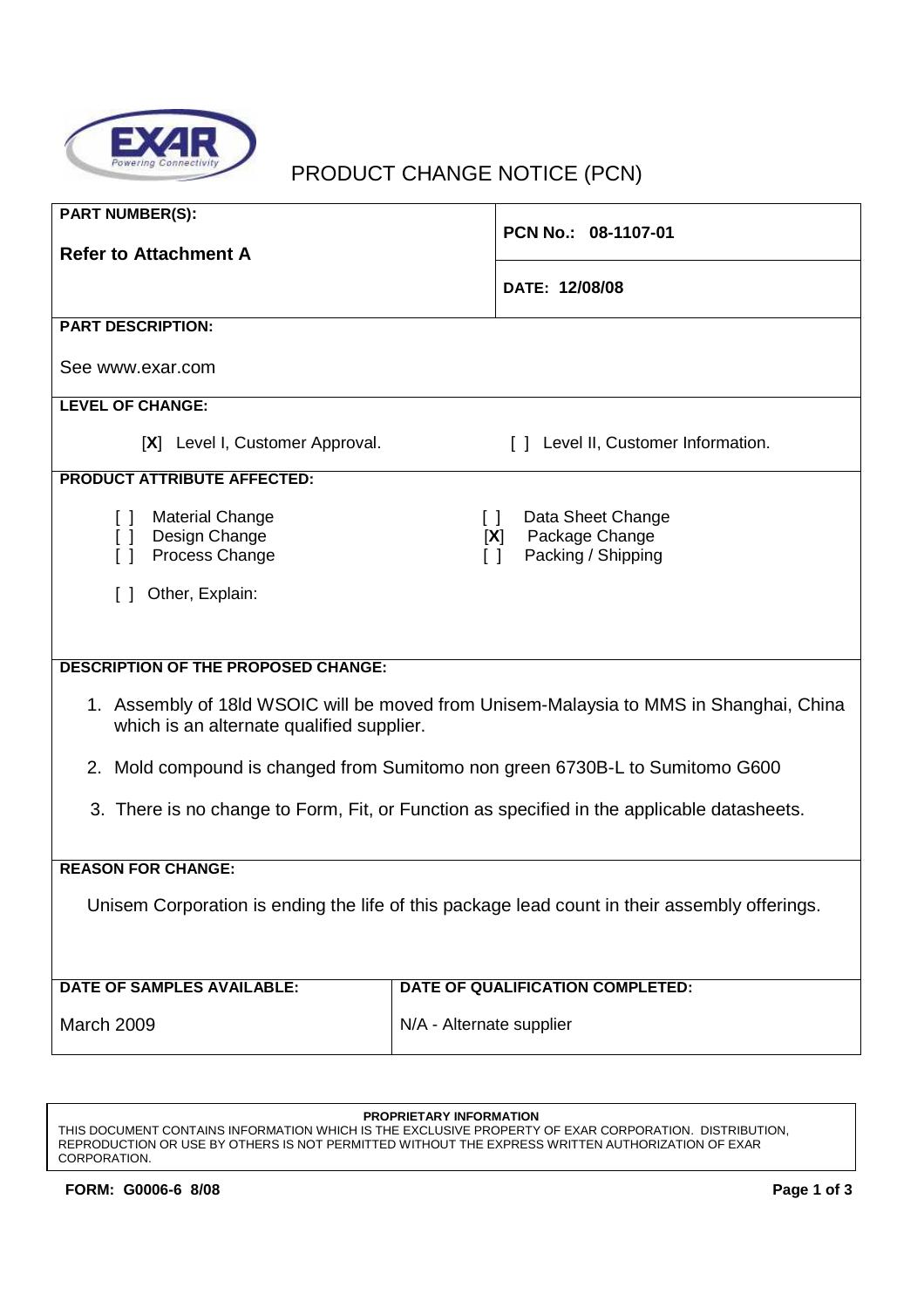# PRODUCT CHANGE NOTICE (PCN)

| | |
|---|---|
| **PART NUMBER(S):** **Refer to Attachment A** | **PCN No.: 08-1107-01** |
| | **DATE: 12/08/08** |

**PART DESCRIPTION:**

See www.exar.com

**LEVEL OF CHANGE:**

[**X**] Level I, Customer Approval.    [ ] Level II, Customer Information.

**PRODUCT ATTRIBUTE AFFECTED:**

[ ] Material Change
[ ] Design Change
[ ] Process Change
[ ] Data Sheet Change
[**X**] Package Change
[ ] Packing / Shipping

[ ] Other, Explain:

**DESCRIPTION OF THE PROPOSED CHANGE:**

1. Assembly of 18ld WSOIC will be moved from Unisem-Malaysia to MMS in Shanghai, China which is an alternate qualified supplier.
2. Mold compound is changed from Sumitomo non green 6730B-L to Sumitomo G600
3. There is no change to Form, Fit, or Function as specified in the applicable datasheets.

**REASON FOR CHANGE:**

Unisem Corporation is ending the life of this package lead count in their assembly offerings.

| **DATE OF SAMPLES AVAILABLE:** | **DATE OF QUALIFICATION COMPLETED:** |
|---|---|
| March 2009 | N/A - Alternate supplier |

**PROPRIETARY INFORMATION**
THIS DOCUMENT CONTAINS INFORMATION WHICH IS THE EXCLUSIVE PROPERTY OF EXAR CORPORATION. DISTRIBUTION, REPRODUCTION OR USE BY OTHERS IS NOT PERMITTED WITHOUT THE EXPRESS WRITTEN AUTHORIZATION OF EXAR CORPORATION.

**FORM: G0006-6 8/08**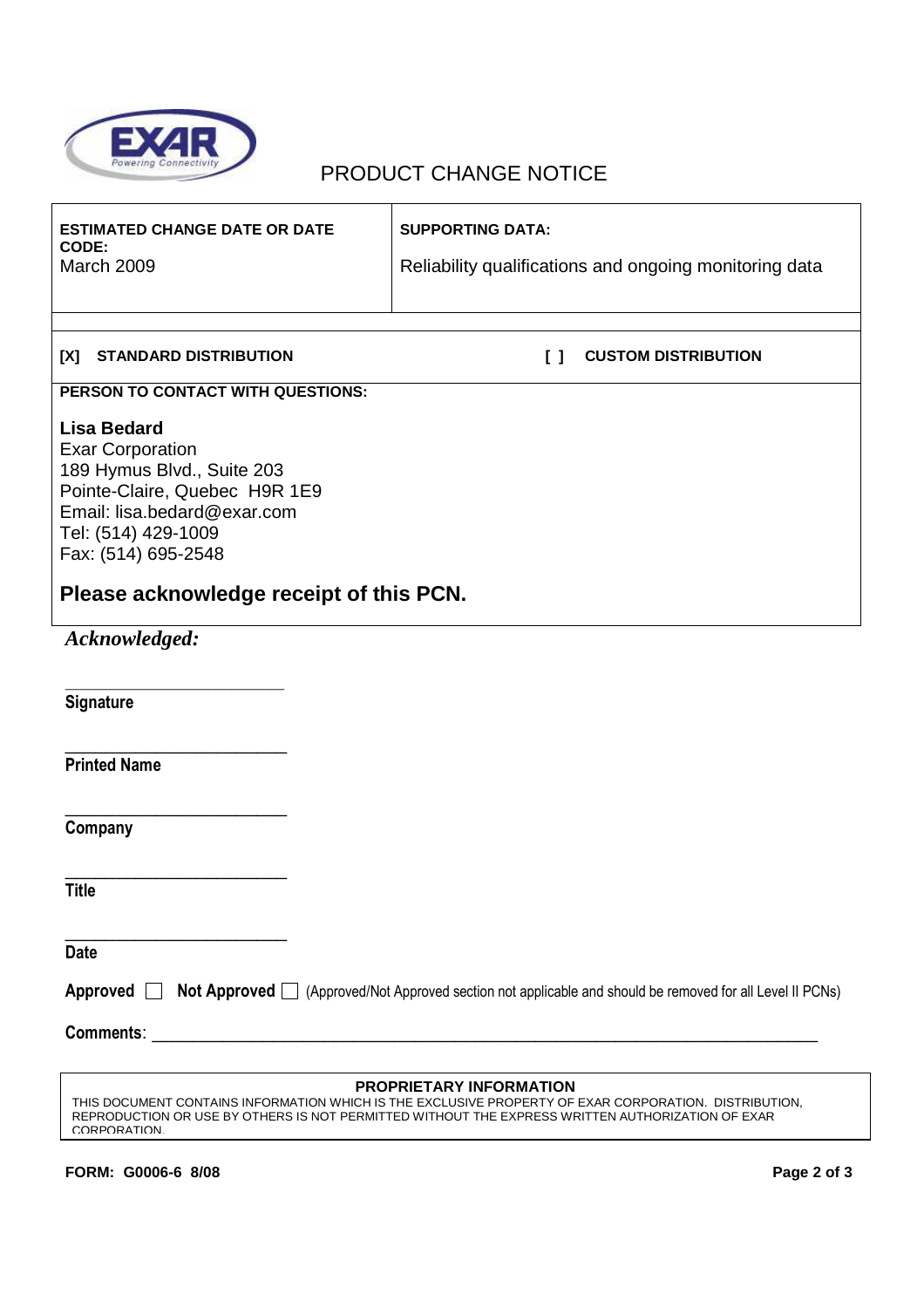# PRODUCT CHANGE NOTICE

| **ESTIMATED CHANGE DATE OR DATE CODE:** March 2009 | **SUPPORTING DATA:** Reliability qualifications and ongoing monitoring data |
|---|---|

**[X] STANDARD DISTRIBUTION** **[ ] CUSTOM DISTRIBUTION**

**PERSON TO CONTACT WITH QUESTIONS:**

**Lisa Bedard**
Exar Corporation
189 Hymus Blvd., Suite 203
Pointe-Claire, Quebec H9R 1E9
Email: lisa.bedard@exar.com
Tel: (514) 429-1009
Fax: (514) 695-2548

**Please acknowledge receipt of this PCN.**

***Acknowledged:***

________________________
**Signature**

________________________
**Printed Name**

________________________
**Company**

________________________
**Title**

________________________
**Date**

**Approved** ☐ **Not Approved** ☐ (Approved/Not Approved section not applicable and should be removed for all Level II PCNs)

**Comments**: ______________________________________________________________________________

**PROPRIETARY INFORMATION**
THIS DOCUMENT CONTAINS INFORMATION WHICH IS THE EXCLUSIVE PROPERTY OF EXAR CORPORATION. DISTRIBUTION, REPRODUCTION OR USE BY OTHERS IS NOT PERMITTED WITHOUT THE EXPRESS WRITTEN AUTHORIZATION OF EXAR CORPORATION.

**FORM: G0006-6 8/08**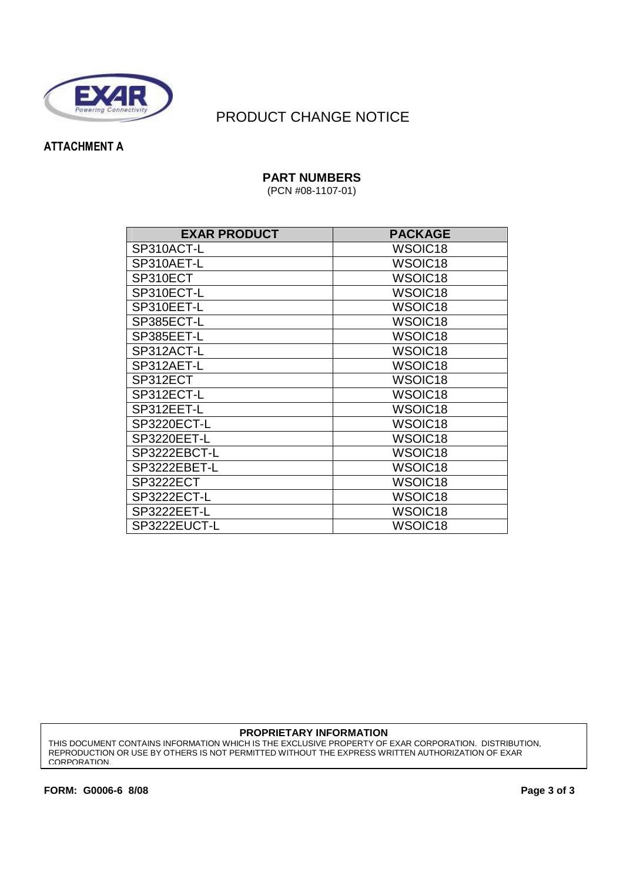# PRODUCT CHANGE NOTICE

**ATTACHMENT A**

## PART NUMBERS

(PCN #08-1107-01)

| EXAR PRODUCT | PACKAGE |
|---|---|
| SP310ACT-L | WSOIC18 |
| SP310AET-L | WSOIC18 |
| SP310ECT | WSOIC18 |
| SP310ECT-L | WSOIC18 |
| SP310EET-L | WSOIC18 |
| SP385ECT-L | WSOIC18 |
| SP385EET-L | WSOIC18 |
| SP312ACT-L | WSOIC18 |
| SP312AET-L | WSOIC18 |
| SP312ECT | WSOIC18 |
| SP312ECT-L | WSOIC18 |
| SP312EET-L | WSOIC18 |
| SP3220ECT-L | WSOIC18 |
| SP3220EET-L | WSOIC18 |
| SP3222EBCT-L | WSOIC18 |
| SP3222EBET-L | WSOIC18 |
| SP3222ECT | WSOIC18 |
| SP3222ECT-L | WSOIC18 |
| SP3222EET-L | WSOIC18 |
| SP3222EUCT-L | WSOIC18 |

**PROPRIETARY INFORMATION**

THIS DOCUMENT CONTAINS INFORMATION WHICH IS THE EXCLUSIVE PROPERTY OF EXAR CORPORATION. DISTRIBUTION, REPRODUCTION OR USE BY OTHERS IS NOT PERMITTED WITHOUT THE EXPRESS WRITTEN AUTHORIZATION OF EXAR CORPORATION.

**FORM: G0006-6 8/08**